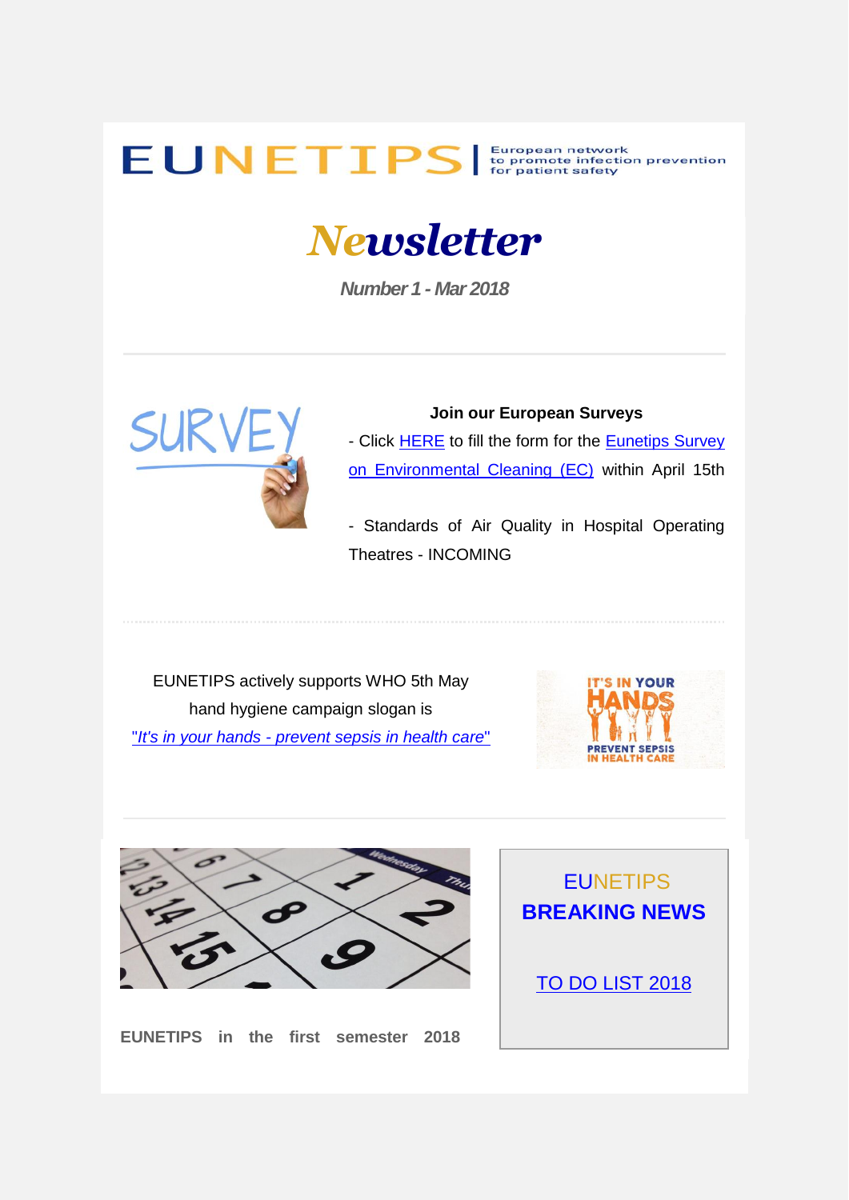# EUNETIPS

European network to promote infection prevention for patient safety

## Newsletter

*Number 1 - Mar 2018*

---

**Join our European Surveys**

- Click HERE to fill the form for the Eunetips Survey on Environmental Cleaning (EC) within April 15th

- Standards of Air Quality in Hospital Operating Theatres - INCOMING

---

EUNETIPS actively supports WHO 5th May hand hygiene campaign slogan is *"It's in your hands - prevent sepsis in health care"*

---

**EUNETIPS in the first semester 2018**

EUNETIPS
**BREAKING NEWS**

TO DO LIST 2018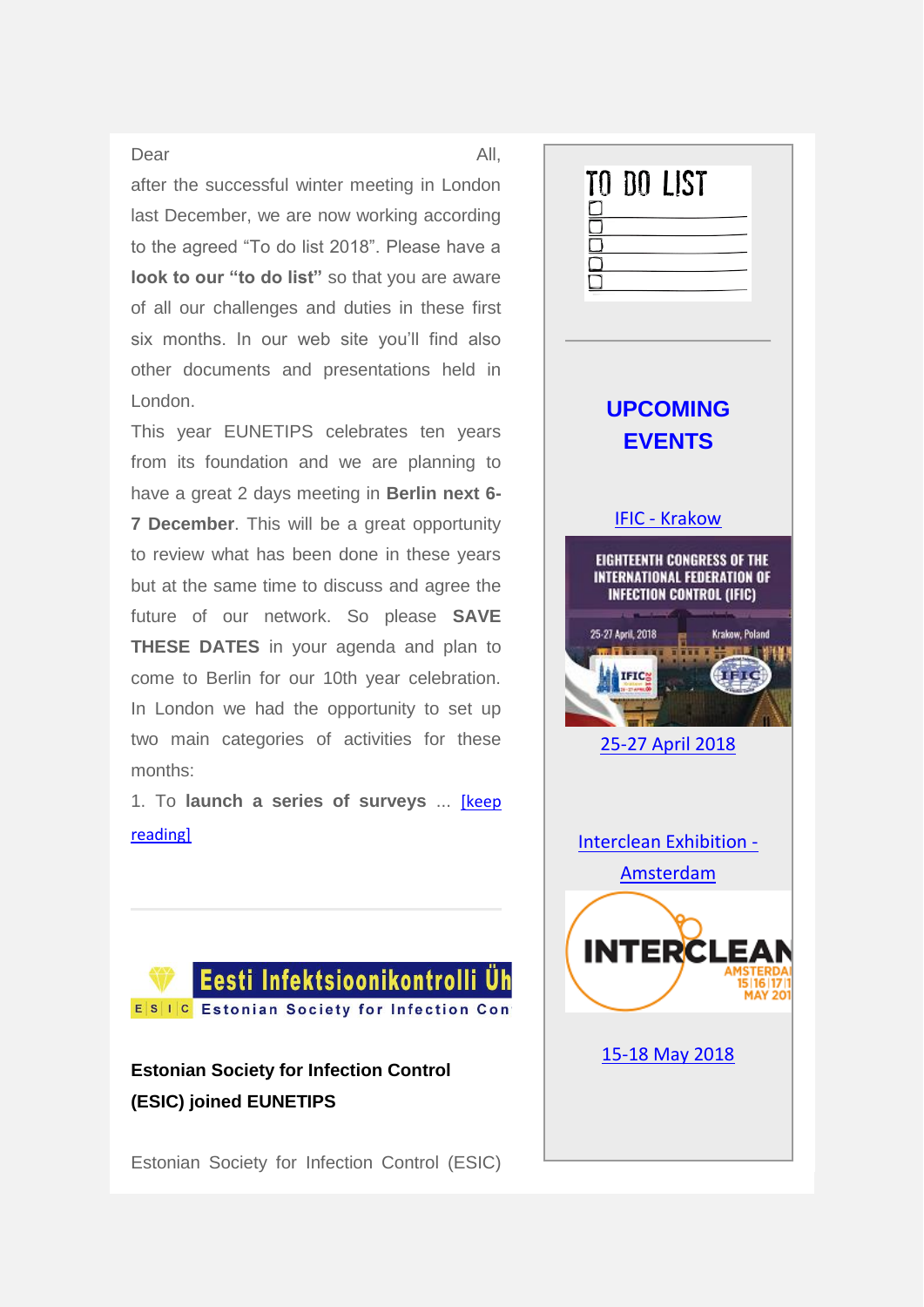Dear All,

after the successful winter meeting in London last December, we are now working according to the agreed “To do list 2018”. Please have a **look to our “to do list”** so that you are aware of all our challenges and duties in these first six months. In our web site you'll find also other documents and presentations held in London.

This year EUNETIPS celebrates ten years from its foundation and we are planning to have a great 2 days meeting in **Berlin next 6-7 December**. This will be a great opportunity to review what has been done in these years but at the same time to discuss and agree the future of our network. So please **SAVE THESE DATES** in your agenda and plan to come to Berlin for our 10th year celebration.

In London we had the opportunity to set up two main categories of activities for these months:

1. To **launch a series of surveys** ... [keep reading]

---

**Estonian Society for Infection Control (ESIC) joined EUNETIPS**

Estonian Society for Infection Control (ESIC)

## UPCOMING EVENTS

IFIC - Krakow

25-27 April 2018

Interclean Exhibition - Amsterdam

15-18 May 2018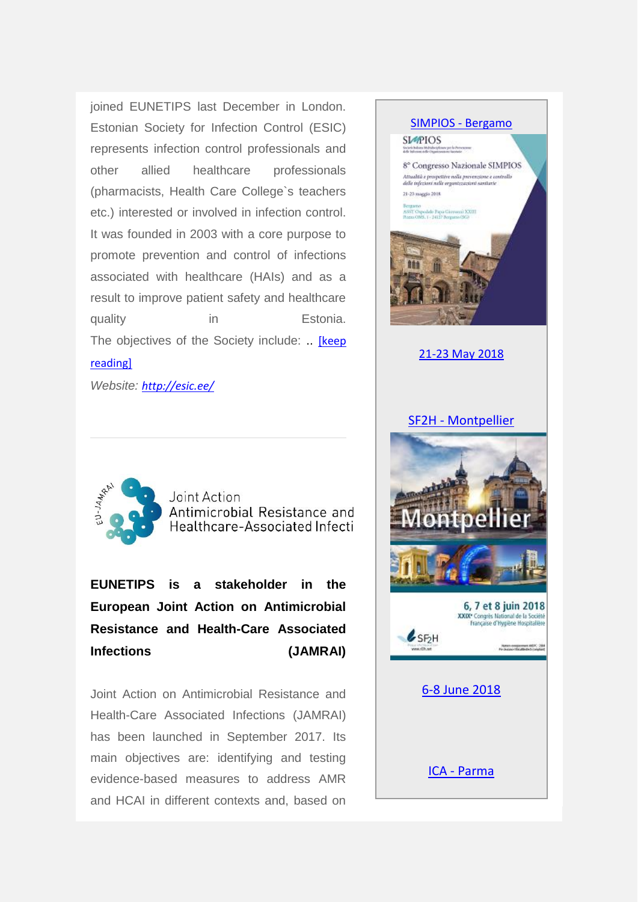joined EUNETIPS last December in London. Estonian Society for Infection Control (ESIC) represents infection control professionals and other allied healthcare professionals (pharmacists, Health Care College`s teachers etc.) interested or involved in infection control. It was founded in 2003 with a core purpose to promote prevention and control of infections associated with healthcare (HAIs) and as a result to improve patient safety and healthcare quality in Estonia.
The objectives of the Society include: .. [keep reading]

*Website: http://esic.ee/*

---

Joint Action Antimicrobial Resistance and Healthcare-Associated Infecti

**EUNETIPS is a stakeholder in the European Joint Action on Antimicrobial Resistance and Health-Care Associated Infections (JAMRAI)**

Joint Action on Antimicrobial Resistance and Health-Care Associated Infections (JAMRAI) has been launched in September 2017. Its main objectives are: identifying and testing evidence-based measures to address AMR and HCAI in different contexts and, based on

SIMPIOS - Bergamo

21-23 May 2018

SF2H - Montpellier

6-8 June 2018

ICA - Parma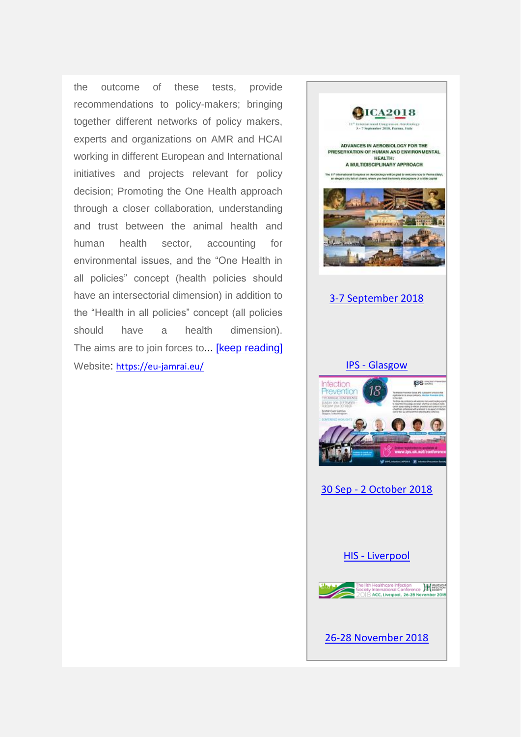the outcome of these tests, provide recommendations to policy-makers; bringing together different networks of policy makers, experts and organizations on AMR and HCAI working in different European and International initiatives and projects relevant for policy decision; Promoting the One Health approach through a closer collaboration, understanding and trust between the animal health and human health sector, accounting for environmental issues, and the "One Health in all policies" concept (health policies should have an intersectorial dimension) in addition to the "Health in all policies" concept (all policies should have a health dimension). The aims are to join forces to... [keep reading]

Website: https://eu-jamrai.eu/

3-7 September 2018

IPS - Glasgow

30 Sep - 2 October 2018

HIS - Liverpool

26-28 November 2018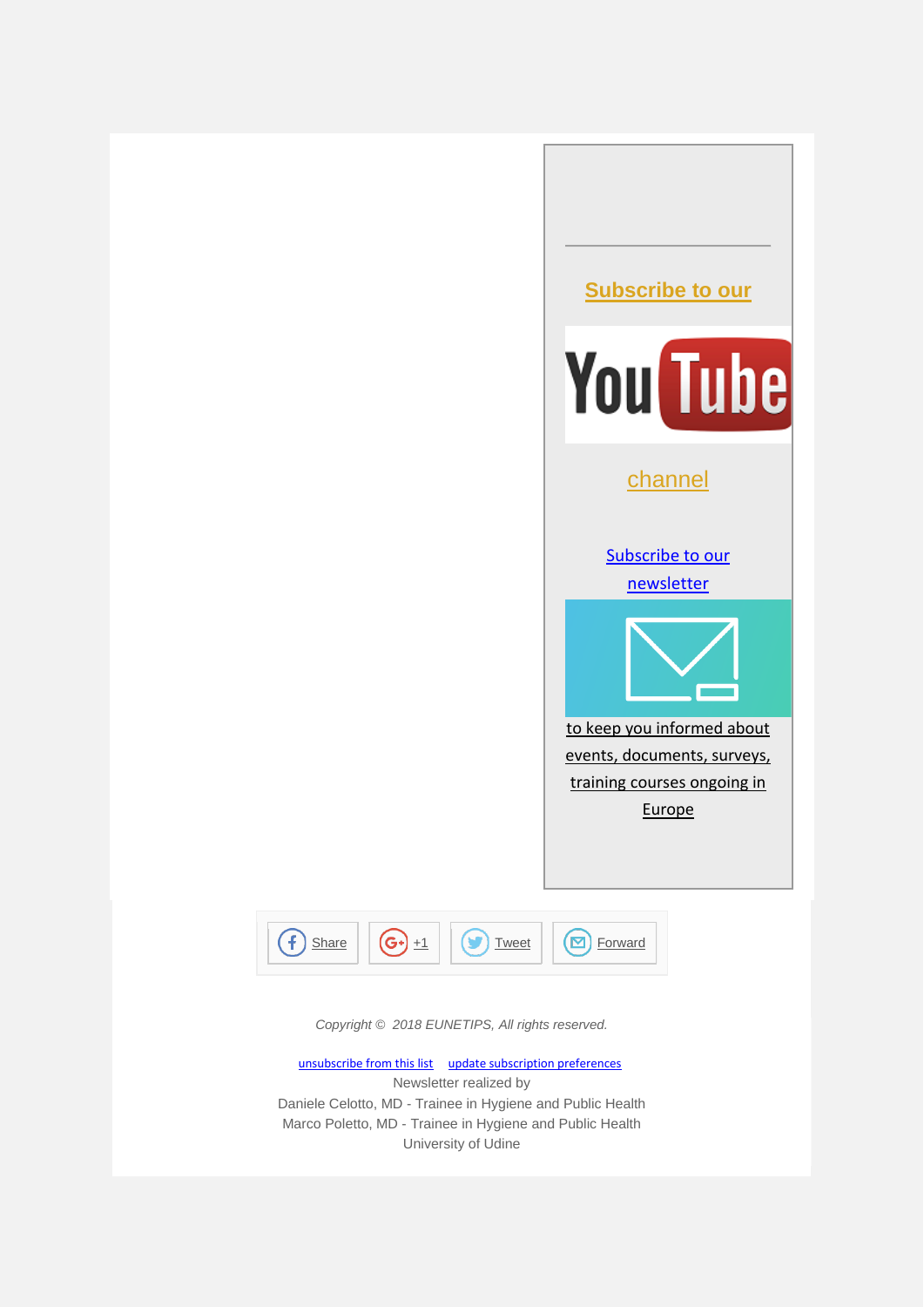---

**Subscribe to our**

YouTube

channel

Subscribe to our newsletter

to keep you informed about events, documents, surveys, training courses ongoing in Europe

Share +1 Tweet Forward

*Copyright © 2018 EUNETIPS, All rights reserved.*

unsubscribe from this list update subscription preferences

Newsletter realized by
Daniele Celotto, MD - Trainee in Hygiene and Public Health
Marco Poletto, MD - Trainee in Hygiene and Public Health
University of Udine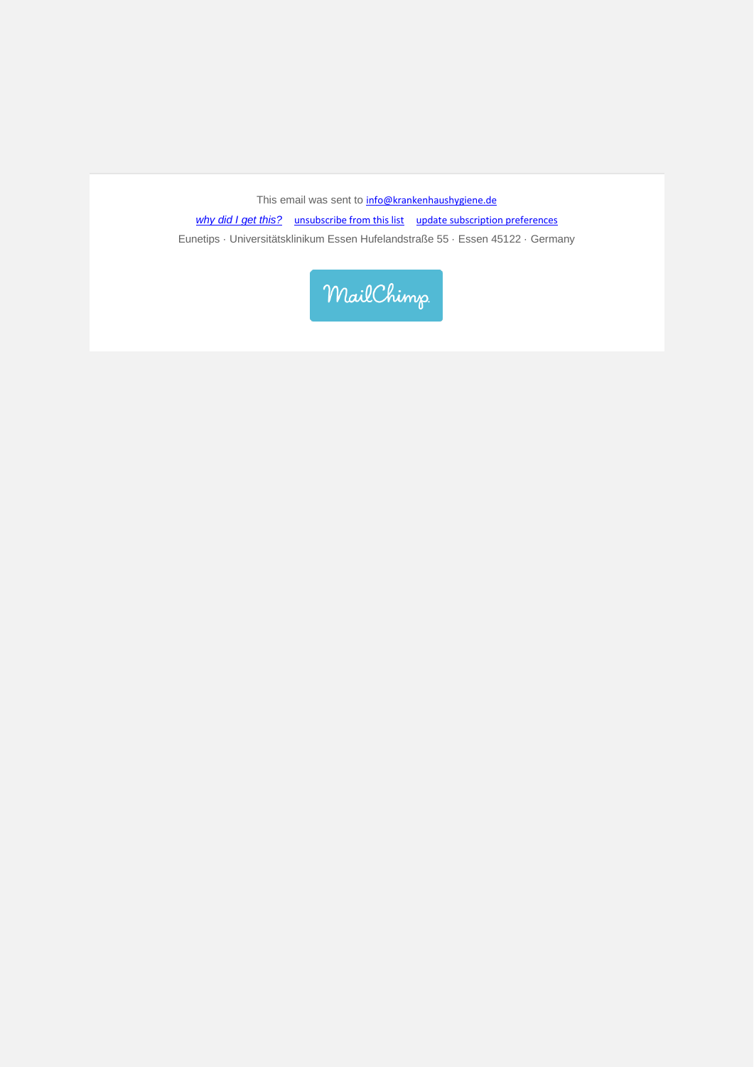This email was sent to info@krankenhaushygiene.de

*why did I get this?* unsubscribe from this list update subscription preferences

Eunetips · Universitätsklinikum Essen Hufelandstraße 55 · Essen 45122 · Germany

MailChimp